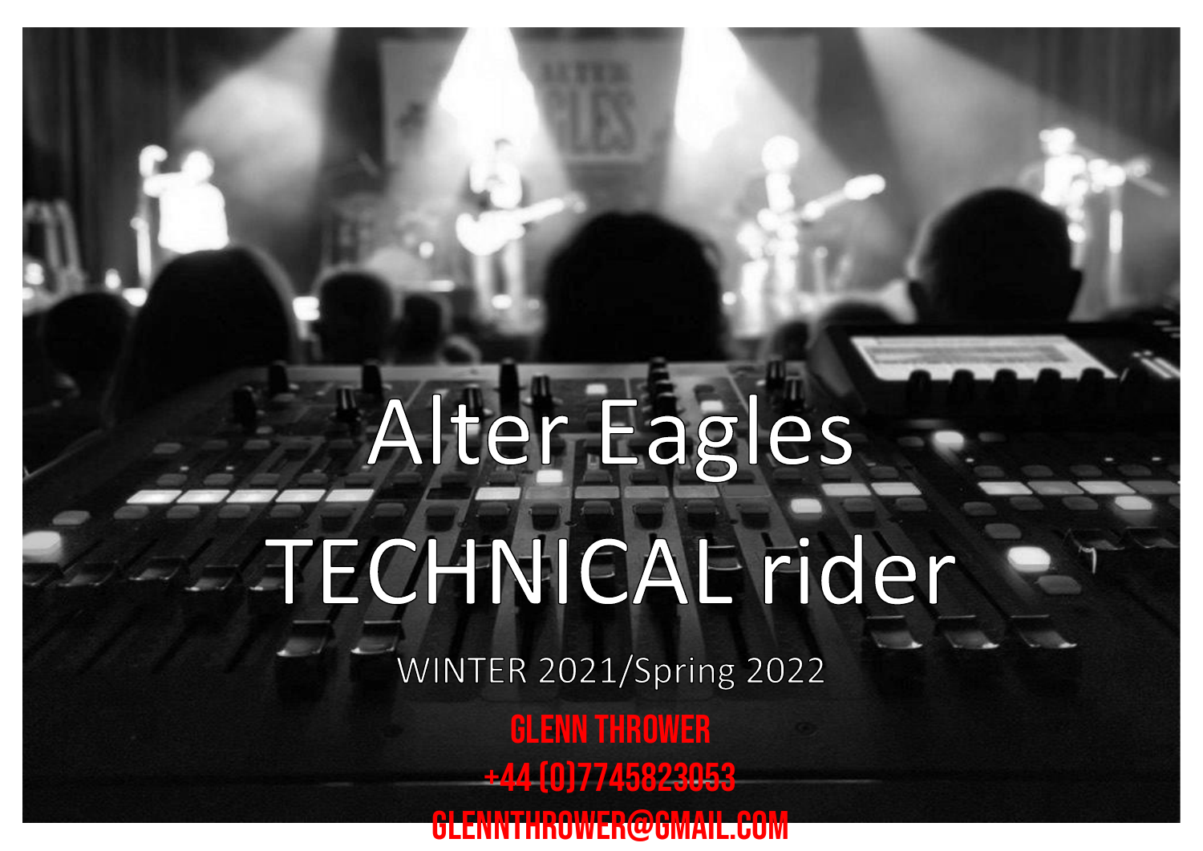# Alter Eagles

# TECHNICAL rider

WINTER 2021/Spring 2022

**GLENN THROWER**

**+44 (0)7745823053**

**GLENNTHROWER@GMAIL.COM**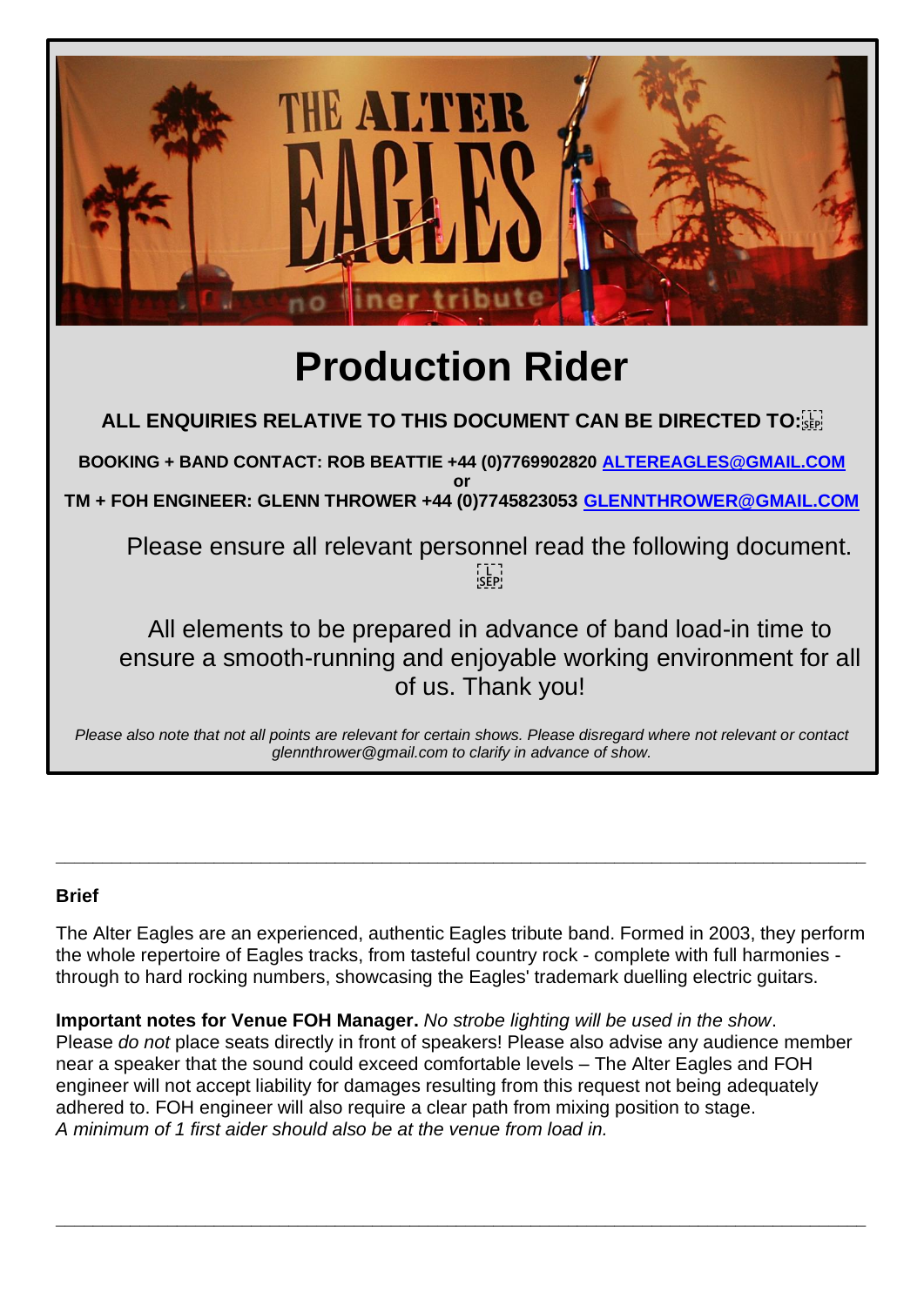# Production Rider

**ALL ENQUIRIES RELATIVE TO THIS DOCUMENT CAN BE DIRECTED TO:**

**BOOKING + BAND CONTACT: ROB BEATTIE +44 (0)7769902820 [ALTEREAGLES@GMAIL.COM](mailto:ALTEREAGLES@GMAIL.COM)**
**or**
**TM + FOH ENGINEER: GLENN THROWER +44 (0)7745823053 [GLENNTHROWER@GMAIL.COM](mailto:GLENNTHROWER@GMAIL.COM)**

Please ensure all relevant personnel read the following document.

All elements to be prepared in advance of band load-in time to ensure a smooth-running and enjoyable working environment for all of us. Thank you!

*Please also note that not all points are relevant for certain shows. Please disregard where not relevant or contact glennthrower@gmail.com to clarify in advance of show.*

---

**Brief**

The Alter Eagles are an experienced, authentic Eagles tribute band. Formed in 2003, they perform the whole repertoire of Eagles tracks, from tasteful country rock - complete with full harmonies - through to hard rocking numbers, showcasing the Eagles' trademark duelling electric guitars.

**Important notes for Venue FOH Manager.** *No strobe lighting will be used in the show*.
Please *do not* place seats directly in front of speakers! Please also advise any audience member near a speaker that the sound could exceed comfortable levels – The Alter Eagles and FOH engineer will not accept liability for damages resulting from this request not being adequately adhered to. FOH engineer will also require a clear path from mixing position to stage.
*A minimum of 1 first aider should also be at the venue from load in.*

---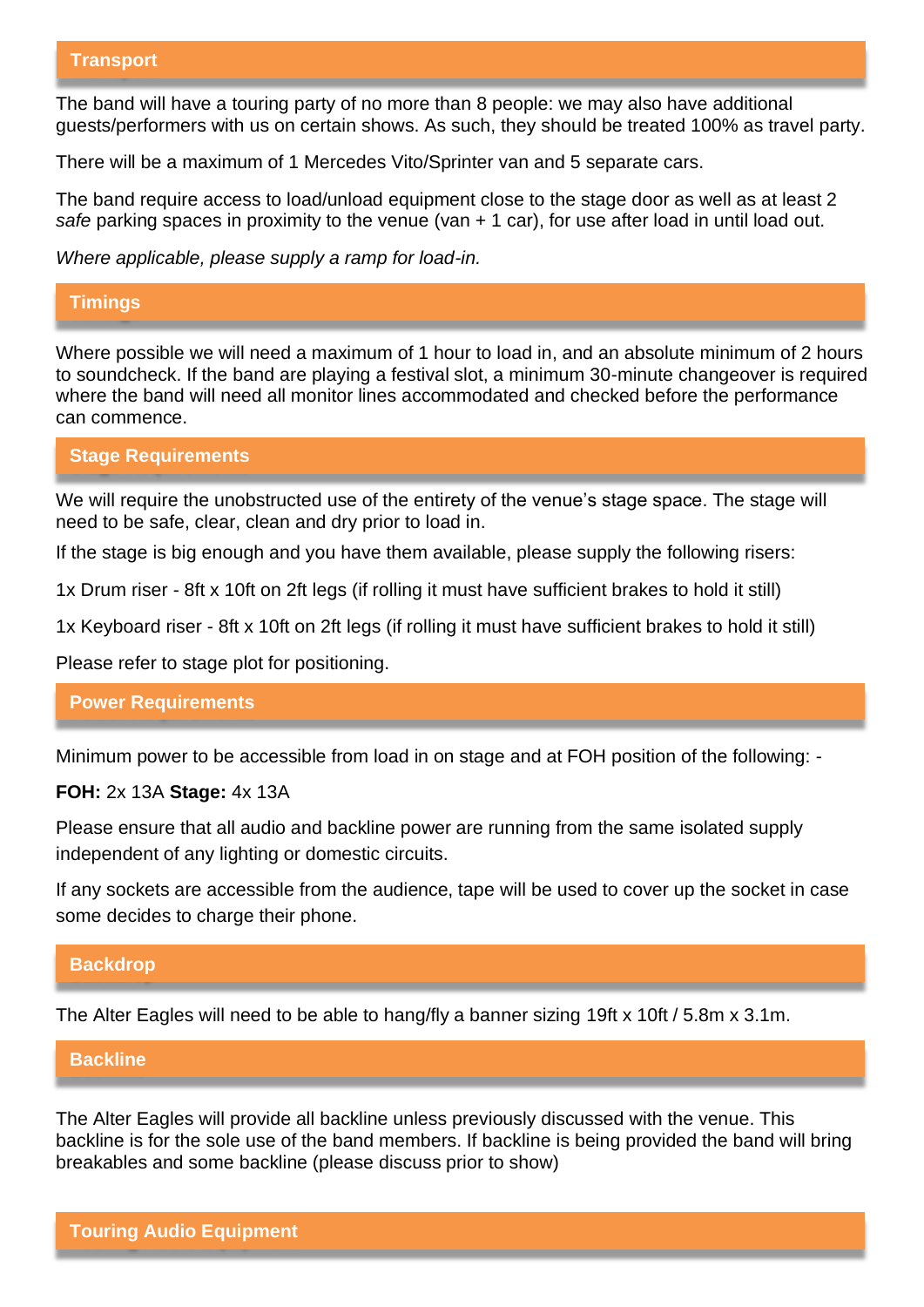## Transport

The band will have a touring party of no more than 8 people: we may also have additional guests/performers with us on certain shows. As such, they should be treated 100% as travel party.

There will be a maximum of 1 Mercedes Vito/Sprinter van and 5 separate cars.

The band require access to load/unload equipment close to the stage door as well as at least 2 *safe* parking spaces in proximity to the venue (van + 1 car), for use after load in until load out.

*Where applicable, please supply a ramp for load-in.*

## Timings

Where possible we will need a maximum of 1 hour to load in, and an absolute minimum of 2 hours to soundcheck. If the band are playing a festival slot, a minimum 30-minute changeover is required where the band will need all monitor lines accommodated and checked before the performance can commence.

## Stage Requirements

We will require the unobstructed use of the entirety of the venue's stage space. The stage will need to be safe, clear, clean and dry prior to load in.

If the stage is big enough and you have them available, please supply the following risers:

1x Drum riser - 8ft x 10ft on 2ft legs (if rolling it must have sufficient brakes to hold it still)

1x Keyboard riser - 8ft x 10ft on 2ft legs (if rolling it must have sufficient brakes to hold it still)

Please refer to stage plot for positioning.

## Power Requirements

Minimum power to be accessible from load in on stage and at FOH position of the following: -

**FOH:** 2x 13A **Stage:** 4x 13A

Please ensure that all audio and backline power are running from the same isolated supply independent of any lighting or domestic circuits.

If any sockets are accessible from the audience, tape will be used to cover up the socket in case some decides to charge their phone.

## Backdrop

The Alter Eagles will need to be able to hang/fly a banner sizing 19ft x 10ft / 5.8m x 3.1m.

## Backline

The Alter Eagles will provide all backline unless previously discussed with the venue. This backline is for the sole use of the band members. If backline is being provided the band will bring breakables and some backline (please discuss prior to show)

## Touring Audio Equipment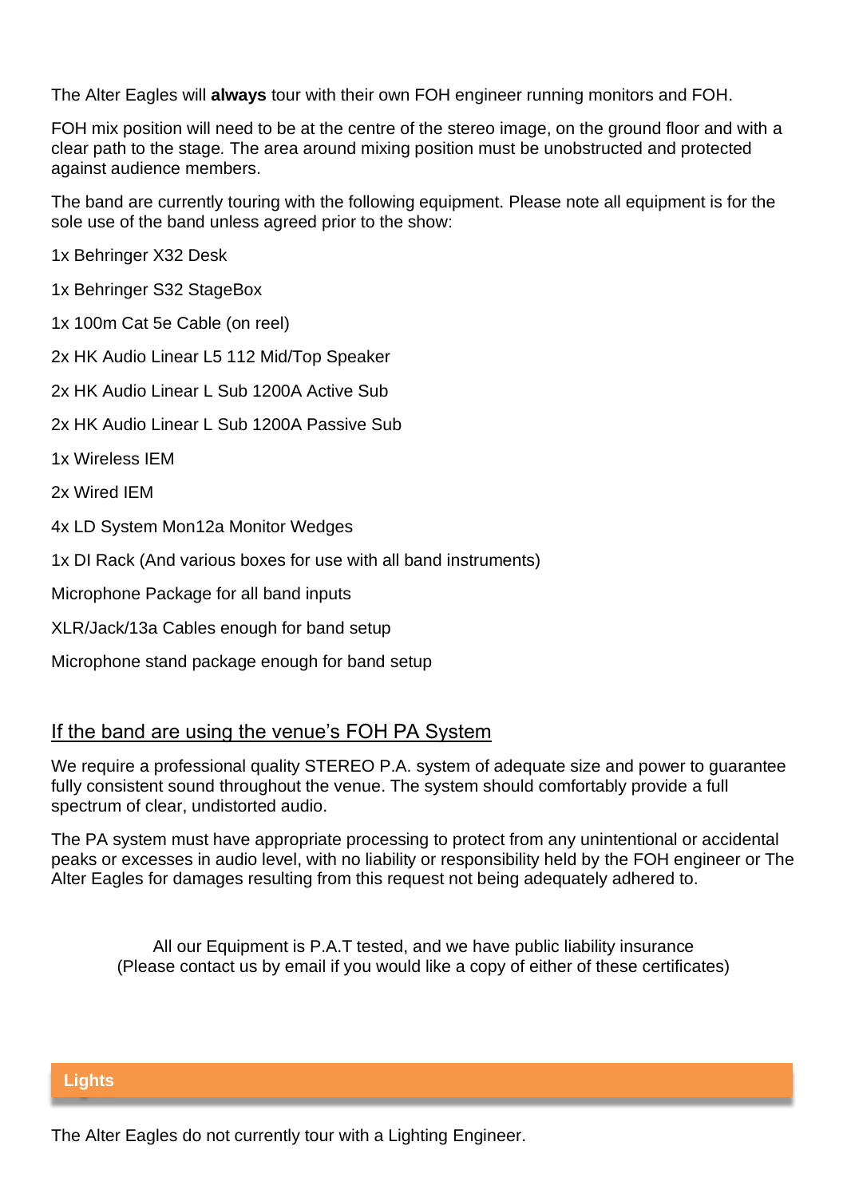The Alter Eagles will **always** tour with their own FOH engineer running monitors and FOH.

FOH mix position will need to be at the centre of the stereo image, on the ground floor and with a clear path to the stage. The area around mixing position must be unobstructed and protected against audience members.

The band are currently touring with the following equipment. Please note all equipment is for the sole use of the band unless agreed prior to the show:

1x Behringer X32 Desk

1x Behringer S32 StageBox

1x 100m Cat 5e Cable (on reel)

2x HK Audio Linear L5 112 Mid/Top Speaker

2x HK Audio Linear L Sub 1200A Active Sub

2x HK Audio Linear L Sub 1200A Passive Sub

1x Wireless IEM

2x Wired IEM

4x LD System Mon12a Monitor Wedges

1x DI Rack (And various boxes for use with all band instruments)

Microphone Package for all band inputs

XLR/Jack/13a Cables enough for band setup

Microphone stand package enough for band setup

### If the band are using the venue's FOH PA System

We require a professional quality STEREO P.A. system of adequate size and power to guarantee fully consistent sound throughout the venue. The system should comfortably provide a full spectrum of clear, undistorted audio.

The PA system must have appropriate processing to protect from any unintentional or accidental peaks or excesses in audio level, with no liability or responsibility held by the FOH engineer or The Alter Eagles for damages resulting from this request not being adequately adhered to.

All our Equipment is P.A.T tested, and we have public liability insurance
(Please contact us by email if you would like a copy of either of these certificates)

## Lights

The Alter Eagles do not currently tour with a Lighting Engineer.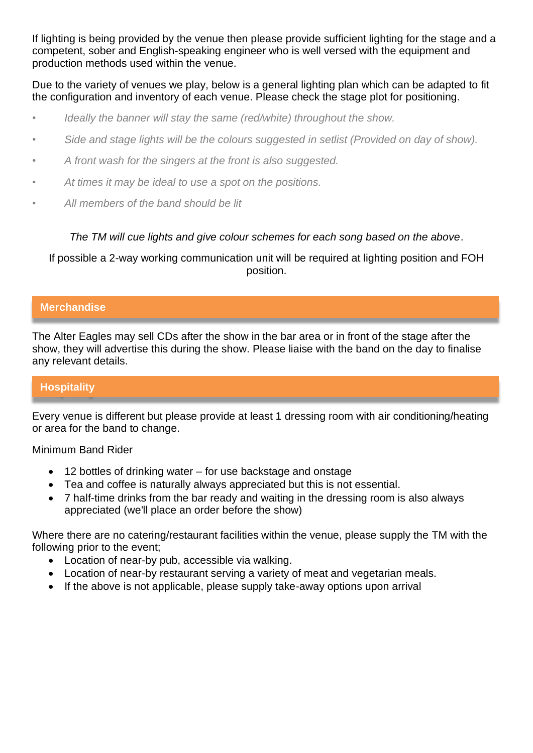If lighting is being provided by the venue then please provide sufficient lighting for the stage and a competent, sober and English-speaking engineer who is well versed with the equipment and production methods used within the venue.

Due to the variety of venues we play, below is a general lighting plan which can be adapted to fit the configuration and inventory of each venue. Please check the stage plot for positioning.

- *Ideally the banner will stay the same (red/white) throughout the show.*
- *Side and stage lights will be the colours suggested in setlist (Provided on day of show).*
- *A front wash for the singers at the front is also suggested.*
- *At times it may be ideal to use a spot on the positions.*
- *All members of the band should be lit*

*The TM will cue lights and give colour schemes for each song based on the above*.

If possible a 2-way working communication unit will be required at lighting position and FOH position.

## Merchandise

The Alter Eagles may sell CDs after the show in the bar area or in front of the stage after the show, they will advertise this during the show. Please liaise with the band on the day to finalise any relevant details.

## Hospitality

Every venue is different but please provide at least 1 dressing room with air conditioning/heating or area for the band to change.

Minimum Band Rider

- 12 bottles of drinking water – for use backstage and onstage
- Tea and coffee is naturally always appreciated but this is not essential.
- 7 half-time drinks from the bar ready and waiting in the dressing room is also always appreciated (we'll place an order before the show)

Where there are no catering/restaurant facilities within the venue, please supply the TM with the following prior to the event;

- Location of near-by pub, accessible via walking.
- Location of near-by restaurant serving a variety of meat and vegetarian meals.
- If the above is not applicable, please supply take-away options upon arrival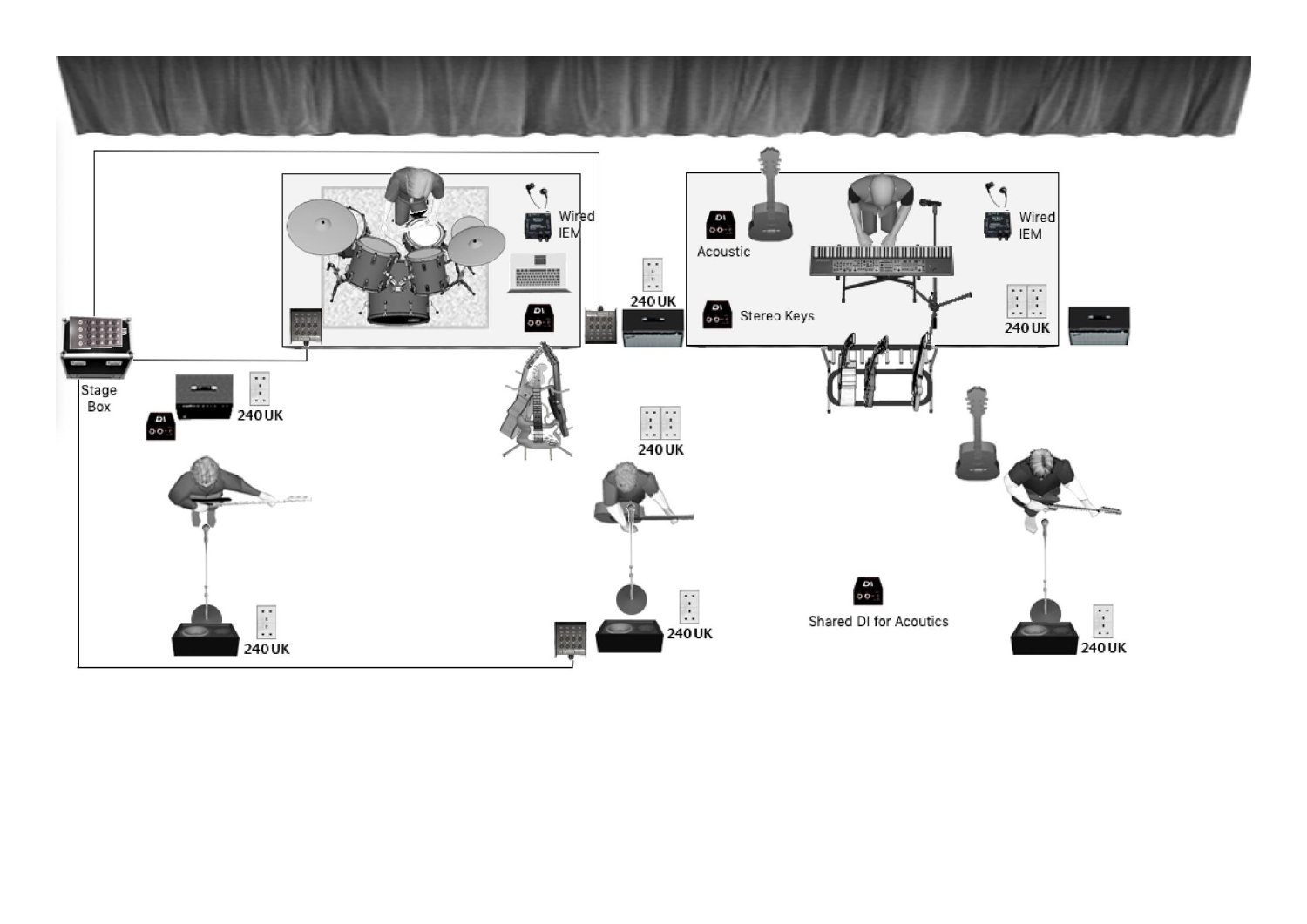Wired IEM

Wired IEM

Acoustic

Stereo Keys

240 UK

240 UK

Stage Box

240 UK

240 UK

240 UK

240 UK

Shared DI for Acoutics

240 UK